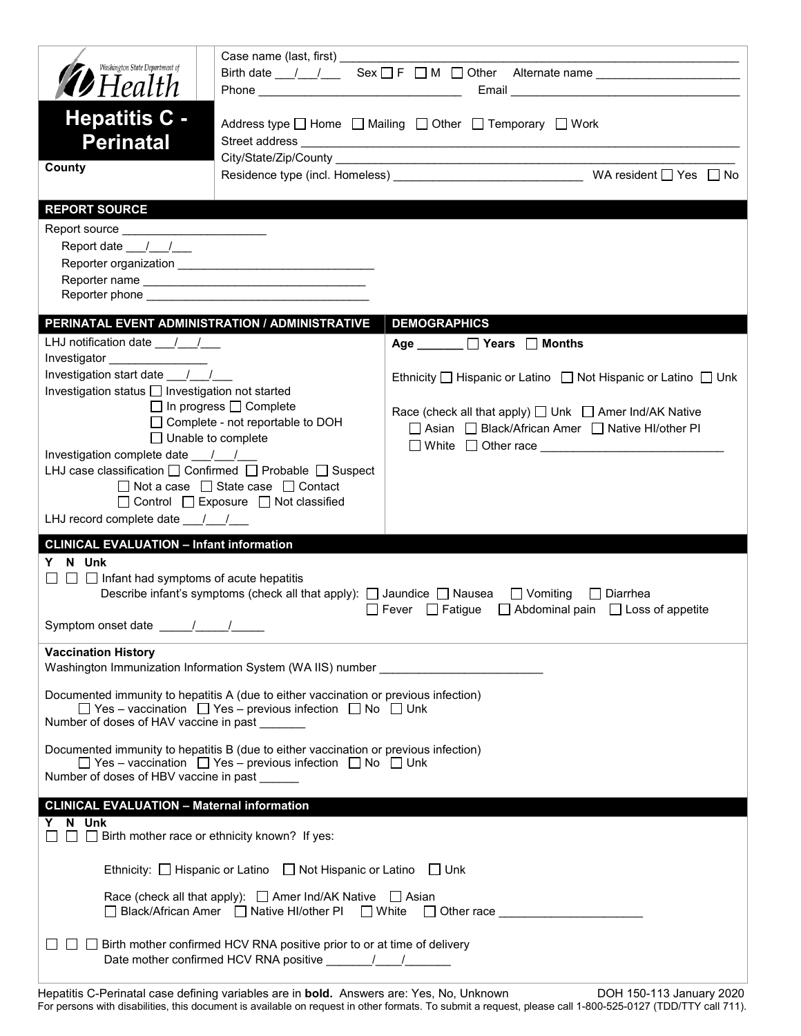Washington State Department of Health

# Hepatitis C - Perinatal

**County**

Case name (last, first) ___________________________________________

Birth date ___/___/___ Sex ☐ F ☐ M ☐ Other Alternate name ______________________

Phone ______________________________ Email ______________________________

Address type ☐ Home ☐ Mailing ☐ Other ☐ Temporary ☐ Work

Street address ___________________________________________

City/State/Zip/County ___________________________________________

Residence type (incl. Homeless) ___________________________ WA resident ☐ Yes ☐ No

## REPORT SOURCE

Report source ______________________

Report date ___/___/___

Reporter organization ______________________________

Reporter name ______________________________

Reporter phone ______________________________

## PERINATAL EVENT ADMINISTRATION / ADMINISTRATIVE

LHJ notification date ___/___/___

Investigator _______________

Investigation start date ___/___/___

Investigation status ☐ Investigation not started ☐ In progress ☐ Complete ☐ Complete - not reportable to DOH ☐ Unable to complete

Investigation complete date ___/___/___

LHJ case classification ☐ Confirmed ☐ Probable ☐ Suspect ☐ Not a case ☐ State case ☐ Contact ☐ Control ☐ Exposure ☐ Not classified

LHJ record complete date ___/___/___

## DEMOGRAPHICS

**Age _______ ☐ Years ☐ Months**

Ethnicity ☐ Hispanic or Latino ☐ Not Hispanic or Latino ☐ Unk

Race (check all that apply) ☐ Unk ☐ Amer Ind/AK Native ☐ Asian ☐ Black/African Amer ☐ Native HI/other PI ☐ White ☐ Other race ___________________________

## CLINICAL EVALUATION – Infant information

**Y N Unk**

☐ ☐ ☐ Infant had symptoms of acute hepatitis

Describe infant's symptoms (check all that apply): ☐ Jaundice ☐ Nausea ☐ Vomiting ☐ Diarrhea ☐ Fever ☐ Fatigue ☐ Abdominal pain ☐ Loss of appetite

Symptom onset date _____/_____/_____

### Vaccination History

Washington Immunization Information System (WA IIS) number ________________________

Documented immunity to hepatitis A (due to either vaccination or previous infection)
☐ Yes – vaccination ☐ Yes – previous infection ☐ No ☐ Unk

Number of doses of HAV vaccine in past _______

Documented immunity to hepatitis B (due to either vaccination or previous infection)
☐ Yes – vaccination ☐ Yes – previous infection ☐ No ☐ Unk

Number of doses of HBV vaccine in past ______

## CLINICAL EVALUATION – Maternal information

**Y N Unk**

☐ ☐ ☐ Birth mother race or ethnicity known? If yes:

Ethnicity: ☐ Hispanic or Latino ☐ Not Hispanic or Latino ☐ Unk

Race (check all that apply): ☐ Amer Ind/AK Native ☐ Asian ☐ Black/African Amer ☐ Native HI/other PI ☐ White ☐ Other race _____________________

☐ ☐ ☐ Birth mother confirmed HCV RNA positive prior to or at time of delivery

Date mother confirmed HCV RNA positive _______/____/_______

Hepatitis C-Perinatal case defining variables are in **bold**. Answers are: Yes, No, Unknown DOH 150-113 January 2020

For persons with disabilities, this document is available on request in other formats. To submit a request, please call 1-800-525-0127 (TDD/TTY call 711).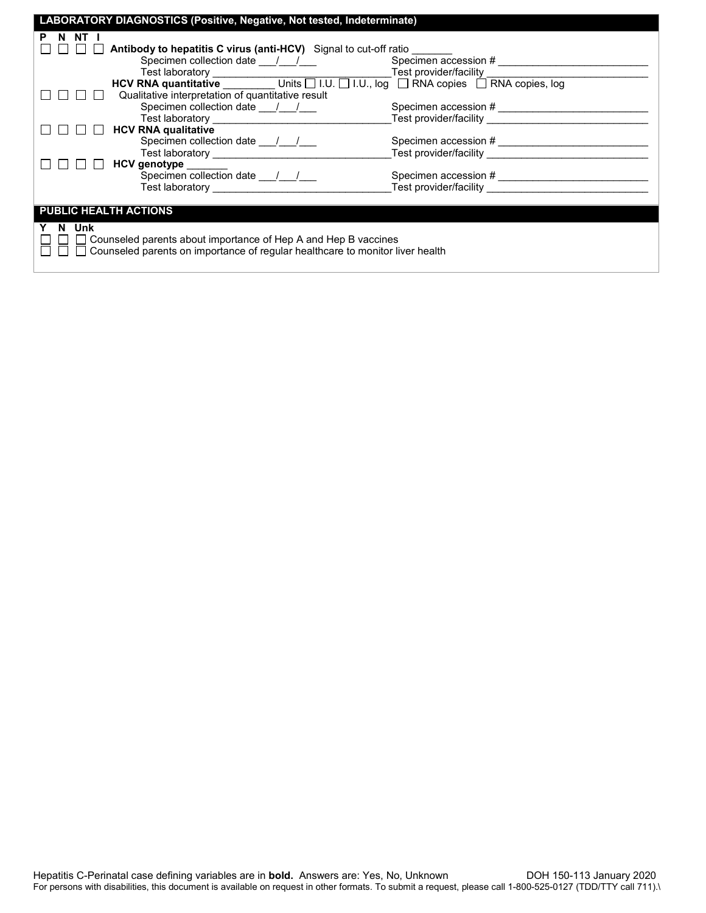## LABORATORY DIAGNOSTICS (Positive, Negative, Not tested, Indeterminate)

**P N NT I**

☐ ☐ ☐ ☐ **Antibody to hepatitis C virus (anti-HCV)** Signal to cut-off ratio _______

Specimen collection date ___/___/___ Specimen accession # __________________________

Test laboratory ______________________________ Test provider/facility ____________________________

**HCV RNA quantitative** _________ Units ☐ I.U. ☐ I.U., log ☐ RNA copies ☐ RNA copies, log

☐ ☐ ☐ ☐ Qualitative interpretation of quantitative result

Specimen collection date ___/___/___ Specimen accession # __________________________

Test laboratory ______________________________ Test provider/facility ____________________________

☐ ☐ ☐ ☐ **HCV RNA qualitative**

Specimen collection date ___/___/___ Specimen accession # __________________________

Test laboratory ______________________________ Test provider/facility ____________________________

☐ ☐ ☐ ☐ **HCV genotype** _______

Specimen collection date ___/___/___ Specimen accession # __________________________

Test laboratory ______________________________ Test provider/facility ____________________________

## PUBLIC HEALTH ACTIONS

**Y N Unk**

☐ ☐ ☐ Counseled parents about importance of Hep A and Hep B vaccines

☐ ☐ ☐ Counseled parents on importance of regular healthcare to monitor liver health

Hepatitis C-Perinatal case defining variables are in **bold.** Answers are: Yes, No, Unknown DOH 150-113 January 2020

For persons with disabilities, this document is available on request in other formats. To submit a request, please call 1-800-525-0127 (TDD/TTY call 711).\